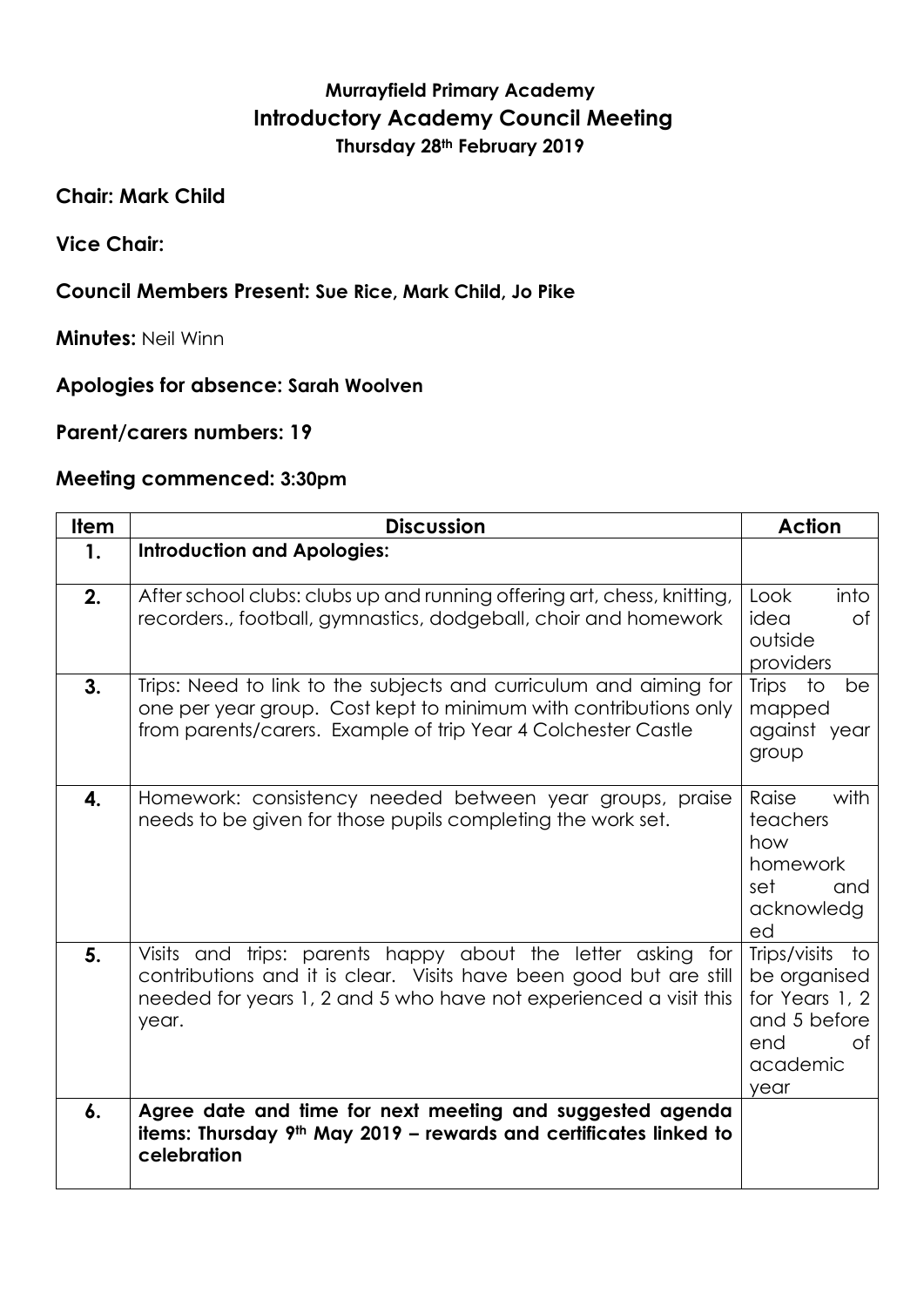# Murrayfield Primary Academy
## Introductory Academy Council Meeting
### Thursday 28th February 2019

**Chair: Mark Child**

**Vice Chair:**

**Council Members Present: Sue Rice, Mark Child, Jo Pike**

**Minutes:** Neil Winn

**Apologies for absence: Sarah Woolven**

**Parent/carers numbers: 19**

**Meeting commenced: 3:30pm**

| Item | Discussion | Action |
| --- | --- | --- |
| **1.** | **Introduction and Apologies:** | |
| **2.** | After school clubs: clubs up and running offering art, chess, knitting, recorders., football, gymnastics, dodgeball, choir and homework | Look into idea of outside providers |
| **3.** | Trips: Need to link to the subjects and curriculum and aiming for one per year group. Cost kept to minimum with contributions only from parents/carers. Example of trip Year 4 Colchester Castle | Trips to be mapped against year group |
| **4.** | Homework: consistency needed between year groups, praise needs to be given for those pupils completing the work set. | Raise with teachers how homework set and acknowledged |
| **5.** | Visits and trips: parents happy about the letter asking for contributions and it is clear. Visits have been good but are still needed for years 1, 2 and 5 who have not experienced a visit this year. | Trips/visits to be organised for Years 1, 2 and 5 before end of academic year |
| **6.** | **Agree date and time for next meeting and suggested agenda items: Thursday 9th May 2019 – rewards and certificates linked to celebration** | |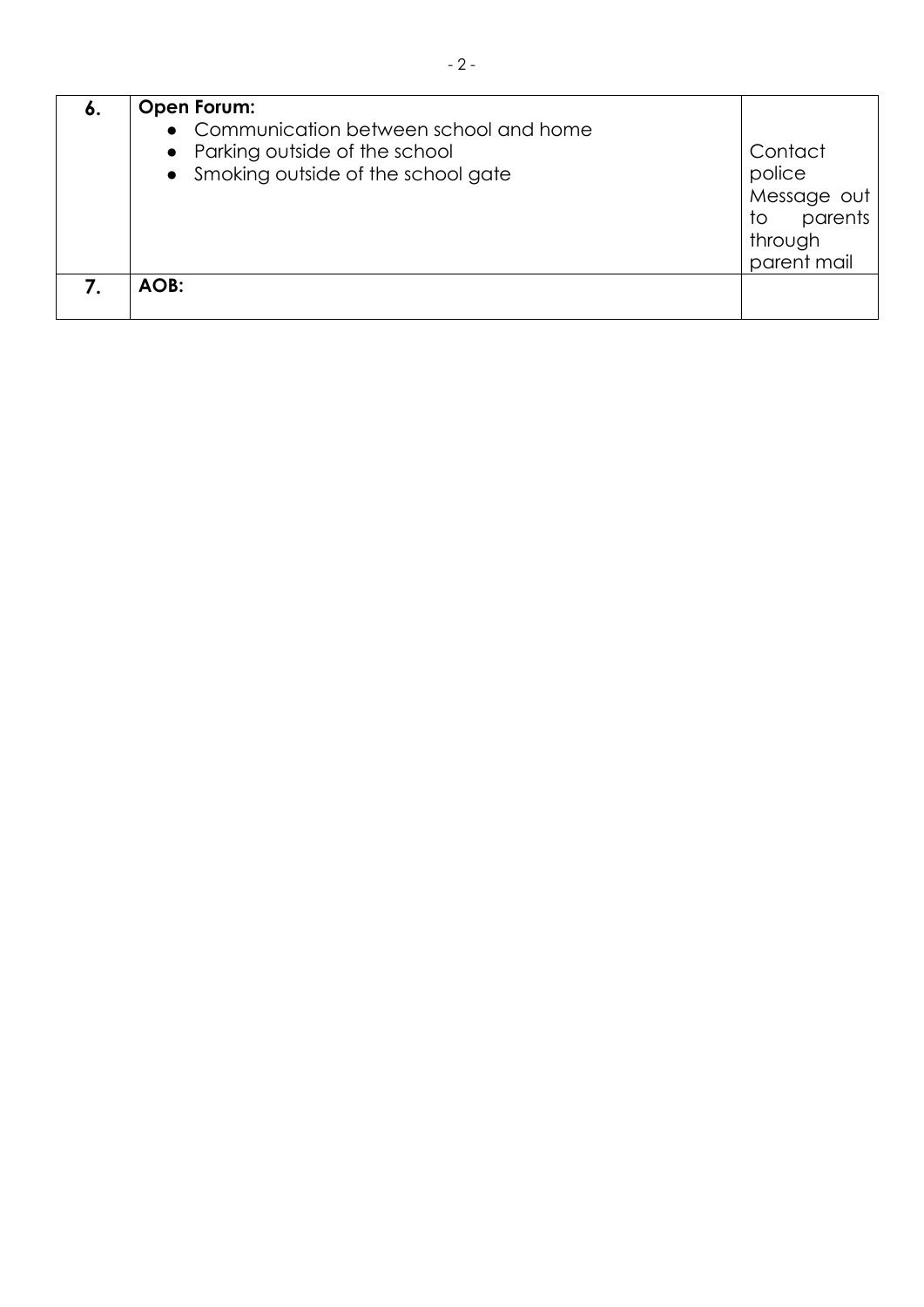| | | |
|---|---|---|
| **6.** | **Open Forum:**<br>• Communication between school and home<br>• Parking outside of the school<br>• Smoking outside of the school gate | Contact police<br>Message out to parents through parent mail |
| **7.** | **AOB:** | |